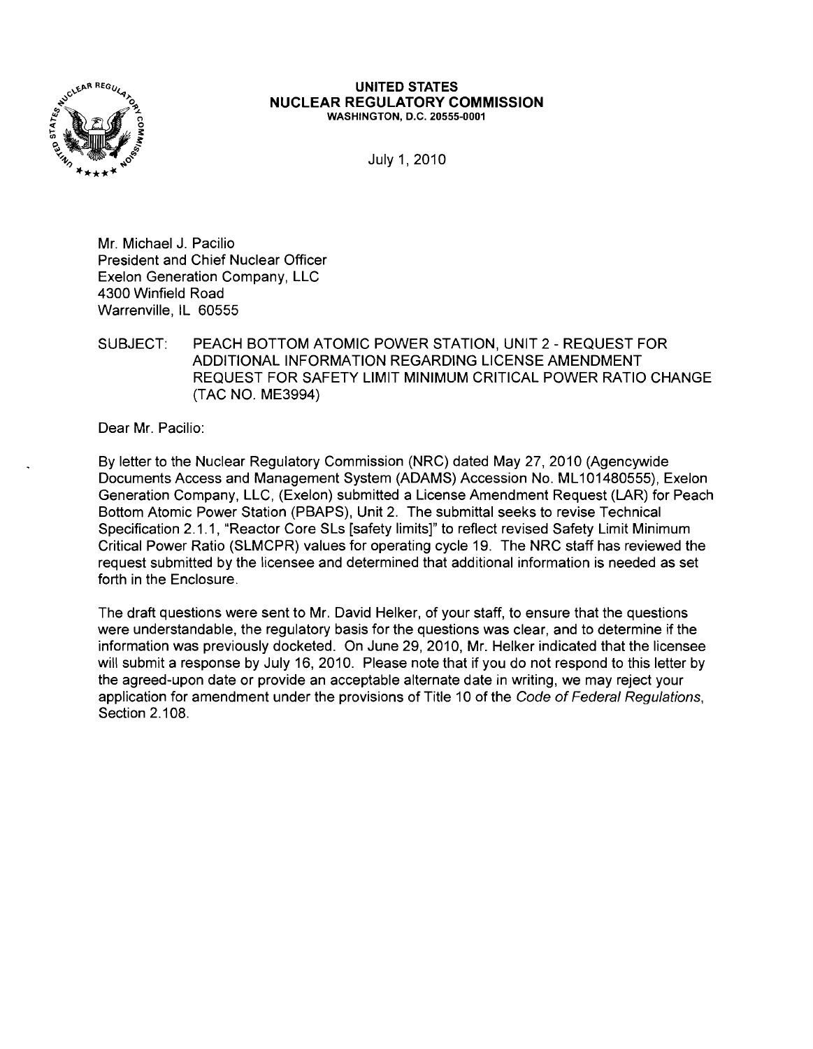**UNITED STATES**
**NUCLEAR REGULATORY COMMISSION**
WASHINGTON, D.C. 20555-0001

July 1, 2010

Mr. Michael J. Pacilio
President and Chief Nuclear Officer
Exelon Generation Company, LLC
4300 Winfield Road
Warrenville, IL 60555

SUBJECT: PEACH BOTTOM ATOMIC POWER STATION, UNIT 2 - REQUEST FOR ADDITIONAL INFORMATION REGARDING LICENSE AMENDMENT REQUEST FOR SAFETY LIMIT MINIMUM CRITICAL POWER RATIO CHANGE (TAC NO. ME3994)

Dear Mr. Pacilio:

By letter to the Nuclear Regulatory Commission (NRC) dated May 27, 2010 (Agencywide Documents Access and Management System (ADAMS) Accession No. ML101480555), Exelon Generation Company, LLC, (Exelon) submitted a License Amendment Request (LAR) for Peach Bottom Atomic Power Station (PBAPS), Unit 2. The submittal seeks to revise Technical Specification 2.1.1, "Reactor Core SLs [safety limits]" to reflect revised Safety Limit Minimum Critical Power Ratio (SLMCPR) values for operating cycle 19. The NRC staff has reviewed the request submitted by the licensee and determined that additional information is needed as set forth in the Enclosure.

The draft questions were sent to Mr. David Helker, of your staff, to ensure that the questions were understandable, the regulatory basis for the questions was clear, and to determine if the information was previously docketed. On June 29, 2010, Mr. Helker indicated that the licensee will submit a response by July 16, 2010. Please note that if you do not respond to this letter by the agreed-upon date or provide an acceptable alternate date in writing, we may reject your application for amendment under the provisions of Title 10 of the *Code of Federal Regulations*, Section 2.108.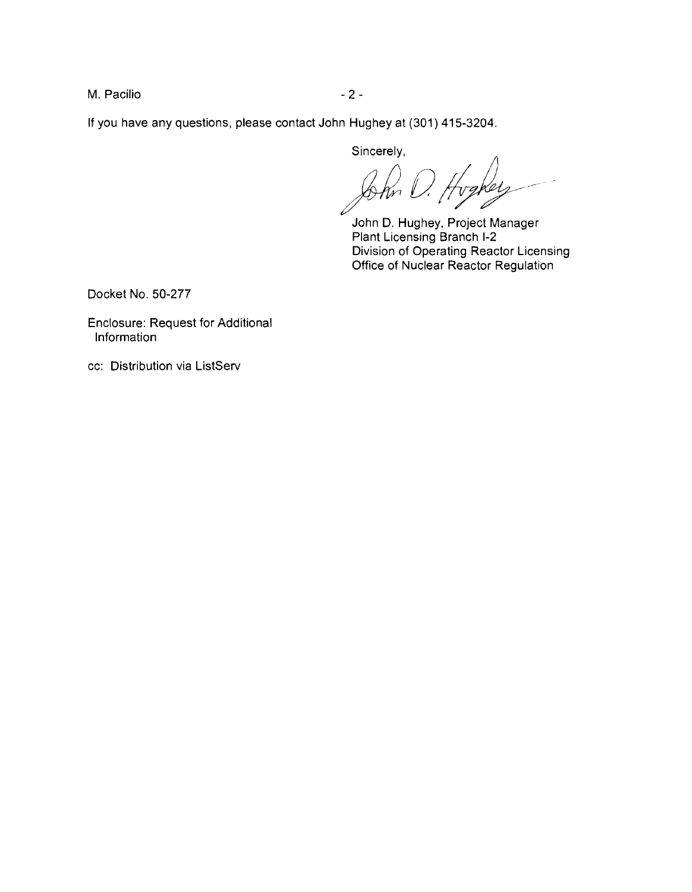If you have any questions, please contact John Hughey at (301) 415-3204.

Sincerely,

John D. Hughey

John D. Hughey, Project Manager
Plant Licensing Branch I-2
Division of Operating Reactor Licensing
Office of Nuclear Reactor Regulation

Docket No. 50-277

Enclosure: Request for Additional Information

cc: Distribution via ListServ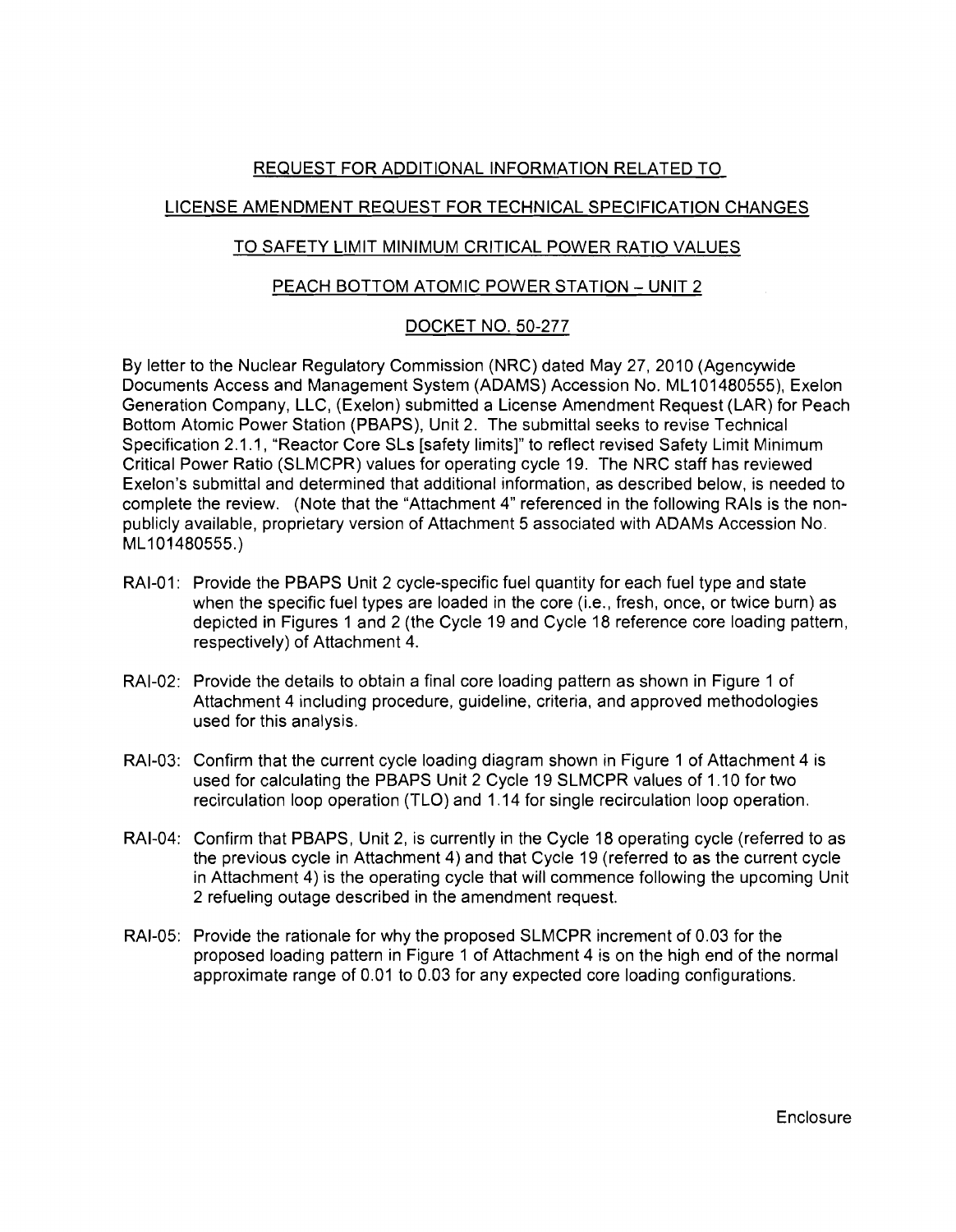# REQUEST FOR ADDITIONAL INFORMATION RELATED TO

# LICENSE AMENDMENT REQUEST FOR TECHNICAL SPECIFICATION CHANGES

# TO SAFETY LIMIT MINIMUM CRITICAL POWER RATIO VALUES

# PEACH BOTTOM ATOMIC POWER STATION – UNIT 2

# DOCKET NO. 50-277

By letter to the Nuclear Regulatory Commission (NRC) dated May 27, 2010 (Agencywide Documents Access and Management System (ADAMS) Accession No. ML101480555), Exelon Generation Company, LLC, (Exelon) submitted a License Amendment Request (LAR) for Peach Bottom Atomic Power Station (PBAPS), Unit 2. The submittal seeks to revise Technical Specification 2.1.1, "Reactor Core SLs [safety limits]" to reflect revised Safety Limit Minimum Critical Power Ratio (SLMCPR) values for operating cycle 19. The NRC staff has reviewed Exelon's submittal and determined that additional information, as described below, is needed to complete the review. (Note that the "Attachment 4" referenced in the following RAIs is the non-publicly available, proprietary version of Attachment 5 associated with ADAMs Accession No. ML101480555.)

RAI-01: Provide the PBAPS Unit 2 cycle-specific fuel quantity for each fuel type and state when the specific fuel types are loaded in the core (i.e., fresh, once, or twice burn) as depicted in Figures 1 and 2 (the Cycle 19 and Cycle 18 reference core loading pattern, respectively) of Attachment 4.

RAI-02: Provide the details to obtain a final core loading pattern as shown in Figure 1 of Attachment 4 including procedure, guideline, criteria, and approved methodologies used for this analysis.

RAI-03: Confirm that the current cycle loading diagram shown in Figure 1 of Attachment 4 is used for calculating the PBAPS Unit 2 Cycle 19 SLMCPR values of 1.10 for two recirculation loop operation (TLO) and 1.14 for single recirculation loop operation.

RAI-04: Confirm that PBAPS, Unit 2, is currently in the Cycle 18 operating cycle (referred to as the previous cycle in Attachment 4) and that Cycle 19 (referred to as the current cycle in Attachment 4) is the operating cycle that will commence following the upcoming Unit 2 refueling outage described in the amendment request.

RAI-05: Provide the rationale for why the proposed SLMCPR increment of 0.03 for the proposed loading pattern in Figure 1 of Attachment 4 is on the high end of the normal approximate range of 0.01 to 0.03 for any expected core loading configurations.

Enclosure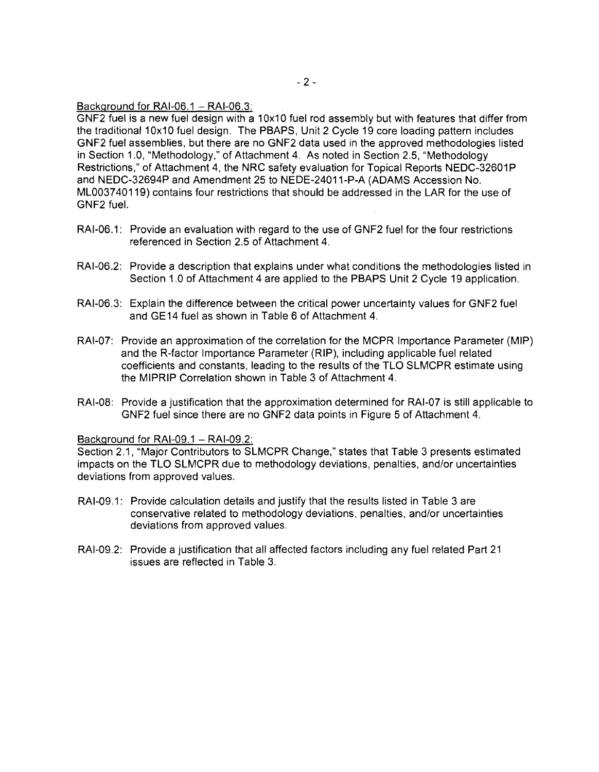Background for RAI-06.1 – RAI-06.3:

GNF2 fuel is a new fuel design with a 10x10 fuel rod assembly but with features that differ from the traditional 10x10 fuel design. The PBAPS, Unit 2 Cycle 19 core loading pattern includes GNF2 fuel assemblies, but there are no GNF2 data used in the approved methodologies listed in Section 1.0, "Methodology," of Attachment 4. As noted in Section 2.5, "Methodology Restrictions," of Attachment 4, the NRC safety evaluation for Topical Reports NEDC-32601P and NEDC-32694P and Amendment 25 to NEDE-24011-P-A (ADAMS Accession No. ML003740119) contains four restrictions that should be addressed in the LAR for the use of GNF2 fuel.

RAI-06.1: Provide an evaluation with regard to the use of GNF2 fuel for the four restrictions referenced in Section 2.5 of Attachment 4.

RAI-06.2: Provide a description that explains under what conditions the methodologies listed in Section 1.0 of Attachment 4 are applied to the PBAPS Unit 2 Cycle 19 application.

RAI-06.3: Explain the difference between the critical power uncertainty values for GNF2 fuel and GE14 fuel as shown in Table 6 of Attachment 4.

RAI-07: Provide an approximation of the correlation for the MCPR Importance Parameter (MIP) and the R-factor Importance Parameter (RIP), including applicable fuel related coefficients and constants, leading to the results of the TLO SLMCPR estimate using the MIPRIP Correlation shown in Table 3 of Attachment 4.

RAI-08: Provide a justification that the approximation determined for RAI-07 is still applicable to GNF2 fuel since there are no GNF2 data points in Figure 5 of Attachment 4.

Background for RAI-09.1 – RAI-09.2:

Section 2.1, "Major Contributors to SLMCPR Change," states that Table 3 presents estimated impacts on the TLO SLMCPR due to methodology deviations, penalties, and/or uncertainties deviations from approved values.

RAI-09.1: Provide calculation details and justify that the results listed in Table 3 are conservative related to methodology deviations, penalties, and/or uncertainties deviations from approved values.

RAI-09.2: Provide a justification that all affected factors including any fuel related Part 21 issues are reflected in Table 3.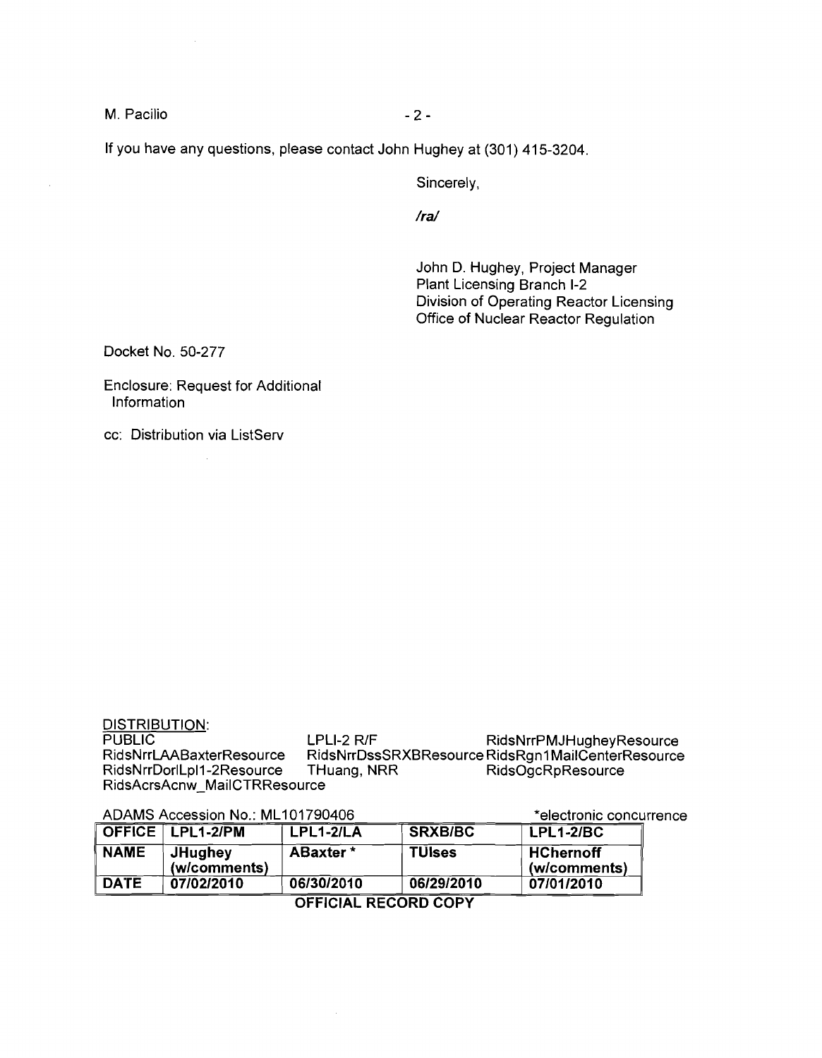M. Pacilio

If you have any questions, please contact John Hughey at (301) 415-3204.

Sincerely,

*/ra/*

John D. Hughey, Project Manager
Plant Licensing Branch I-2
Division of Operating Reactor Licensing
Office of Nuclear Reactor Regulation

Docket No. 50-277

Enclosure: Request for Additional Information

cc: Distribution via ListServ

DISTRIBUTION:
PUBLIC
LPLI-2 R/F
RidsNrrPMJHugheyResource
RidsNrrLAABaxterResource
RidsNrrDssSRXBResource
RidsRgn1MailCenterResource
RidsNrrDorlLpl1-2Resource
THuang, NRR
RidsOgcRpResource
RidsAcrsAcnw_MailCTRResource

ADAMS Accession No.: ML101790406 *electronic concurrence

| OFFICE | LPL1-2/PM | LPL1-2/LA | SRXB/BC | LPL1-2/BC |
|---|---|---|---|---|
| NAME | JHughey (w/comments) | ABaxter * | TUlses | HChernoff (w/comments) |
| DATE | 07/02/2010 | 06/30/2010 | 06/29/2010 | 07/01/2010 |

**OFFICIAL RECORD COPY**